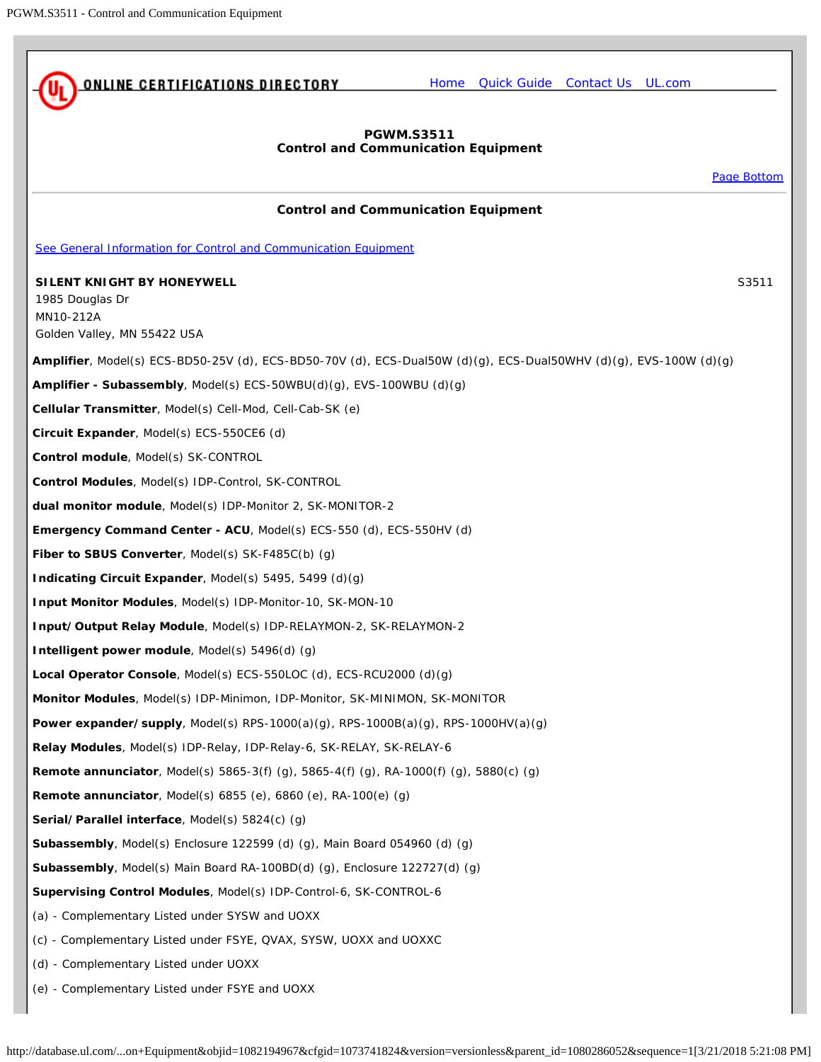ONLINE CERTIFICATIONS DIRECTORY

Home Quick Guide Contact Us UL.com

## PGWM.S3511
## Control and Communication Equipment

Page Bottom

### Control and Communication Equipment

See General Information for Control and Communication Equipment

**SILENT KNIGHT BY HONEYWELL** S3511
1985 Douglas Dr
MN10-212A
Golden Valley, MN 55422 USA

**Amplifier**, Model(s) ECS-BD50-25V (d), ECS-BD50-70V (d), ECS-Dual50W (d)(g), ECS-Dual50WHV (d)(g), EVS-100W (d)(g)

**Amplifier - Subassembly**, Model(s) ECS-50WBU(d)(g), EVS-100WBU (d)(g)

**Cellular Transmitter**, Model(s) Cell-Mod, Cell-Cab-SK (e)

**Circuit Expander**, Model(s) ECS-550CE6 (d)

**Control module**, Model(s) SK-CONTROL

**Control Modules**, Model(s) IDP-Control, SK-CONTROL

**dual monitor module**, Model(s) IDP-Monitor 2, SK-MONITOR-2

**Emergency Command Center - ACU**, Model(s) ECS-550 (d), ECS-550HV (d)

**Fiber to SBUS Converter**, Model(s) SK-F485C(b) (g)

**Indicating Circuit Expander**, Model(s) 5495, 5499 (d)(g)

**Input Monitor Modules**, Model(s) IDP-Monitor-10, SK-MON-10

**Input/Output Relay Module**, Model(s) IDP-RELAYMON-2, SK-RELAYMON-2

**Intelligent power module**, Model(s) 5496(d) (g)

**Local Operator Console**, Model(s) ECS-550LOC (d), ECS-RCU2000 (d)(g)

**Monitor Modules**, Model(s) IDP-Minimon, IDP-Monitor, SK-MINIMON, SK-MONITOR

**Power expander/supply**, Model(s) RPS-1000(a)(g), RPS-1000B(a)(g), RPS-1000HV(a)(g)

**Relay Modules**, Model(s) IDP-Relay, IDP-Relay-6, SK-RELAY, SK-RELAY-6

**Remote annunciator**, Model(s) 5865-3(f) (g), 5865-4(f) (g), RA-1000(f) (g), 5880(c) (g)

**Remote annunciator**, Model(s) 6855 (e), 6860 (e), RA-100(e) (g)

**Serial/Parallel interface**, Model(s) 5824(c) (g)

**Subassembly**, Model(s) Enclosure 122599 (d) (g), Main Board 054960 (d) (g)

**Subassembly**, Model(s) Main Board RA-100BD(d) (g), Enclosure 122727(d) (g)

**Supervising Control Modules**, Model(s) IDP-Control-6, SK-CONTROL-6

(a) - Complementary Listed under SYSW and UOXX

(c) - Complementary Listed under FSYE, QVAX, SYSW, UOXX and UOXXC

(d) - Complementary Listed under UOXX

(e) - Complementary Listed under FSYE and UOXX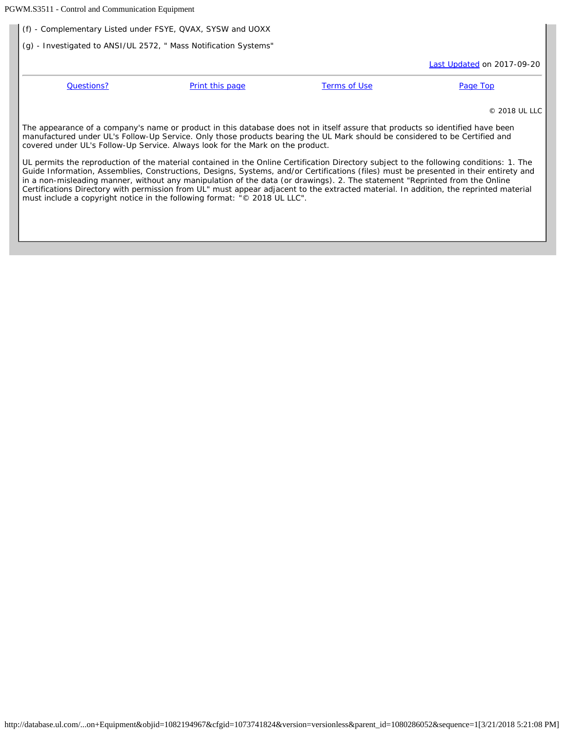(f) - Complementary Listed under FSYE, QVAX, SYSW and UOXX

(g) - Investigated to ANSI/UL 2572, " Mass Notification Systems"

Last Updated on 2017-09-20

Questions? | Print this page | Terms of Use | Page Top

© 2018 UL LLC

The appearance of a company's name or product in this database does not in itself assure that products so identified have been manufactured under UL's Follow-Up Service. Only those products bearing the UL Mark should be considered to be Certified and covered under UL's Follow-Up Service. Always look for the Mark on the product.

UL permits the reproduction of the material contained in the Online Certification Directory subject to the following conditions: 1. The Guide Information, Assemblies, Constructions, Designs, Systems, and/or Certifications (files) must be presented in their entirety and in a non-misleading manner, without any manipulation of the data (or drawings). 2. The statement "Reprinted from the Online Certifications Directory with permission from UL" must appear adjacent to the extracted material. In addition, the reprinted material must include a copyright notice in the following format: "© 2018 UL LLC".